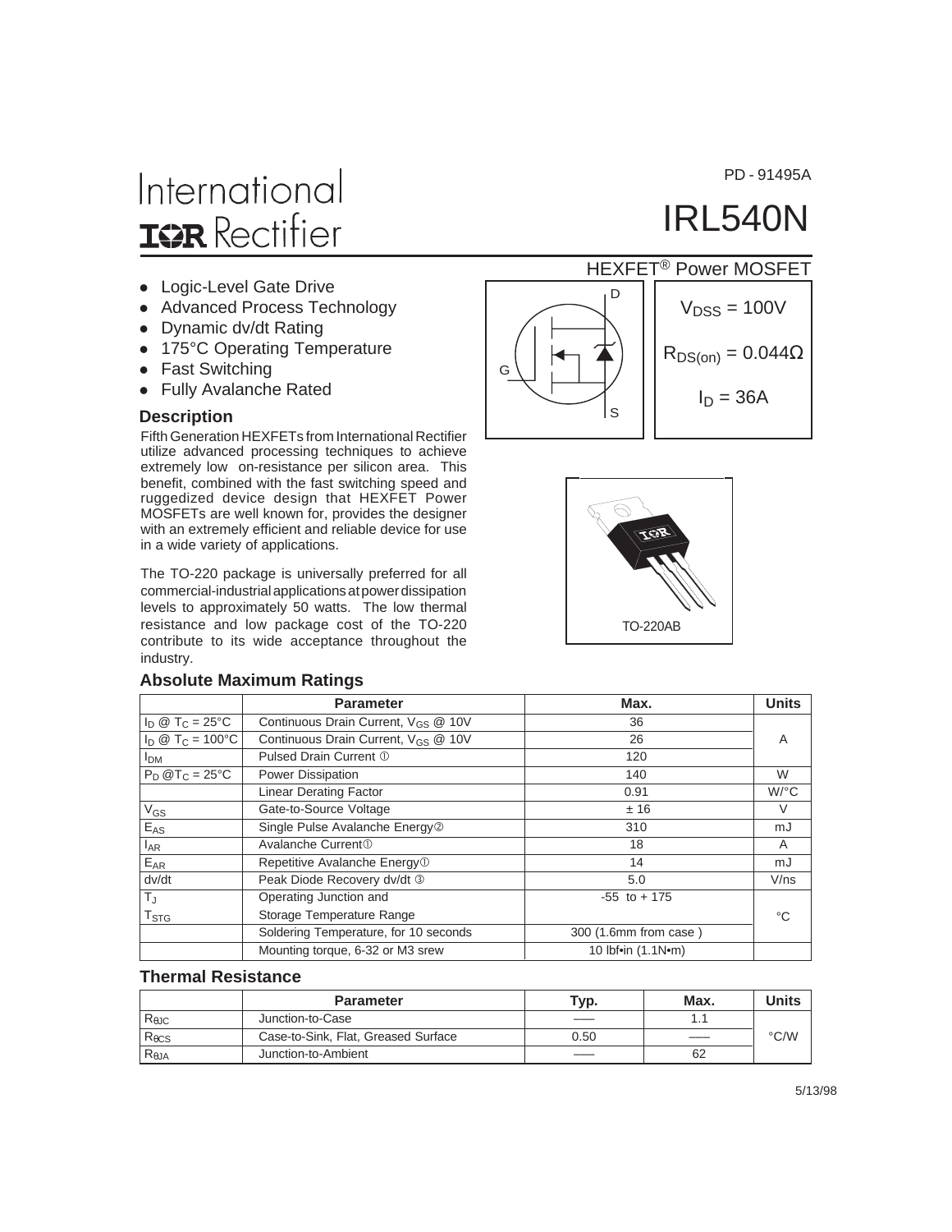PD - 91495A

# International IOR Rectifier

# IRL540N

## HEXFET® Power MOSFET

- Logic-Level Gate Drive
- Advanced Process Technology
- Dynamic dv/dt Rating
- 175°C Operating Temperature
- Fast Switching
- Fully Avalanche Rated

D

G

S

$V_{DSS}$ = 100V

$R_{DS(on)}$ = 0.044Ω

$I_D$ = 36A

### Description

Fifth Generation HEXFETs from International Rectifier utilize advanced processing techniques to achieve extremely low on-resistance per silicon area. This benefit, combined with the fast switching speed and ruggedized device design that HEXFET Power MOSFETs are well known for, provides the designer with an extremely efficient and reliable device for use in a wide variety of applications.

The TO-220 package is universally preferred for all commercial-industrial applications at power dissipation levels to approximately 50 watts. The low thermal resistance and low package cost of the TO-220 contribute to its wide acceptance throughout the industry.

TO-220AB

### Absolute Maximum Ratings

| | Parameter | Max. | Units |
|---|---|---|---|
| $I_D$ @ $T_C$ = 25°C | Continuous Drain Current, $V_{GS}$ @ 10V | 36 | A |
| $I_D$ @ $T_C$ = 100°C | Continuous Drain Current, $V_{GS}$ @ 10V | 26 | |
| $I_{DM}$ | Pulsed Drain Current ① | 120 | |
| $P_D$ @$T_C$ = 25°C | Power Dissipation | 140 | W |
| | Linear Derating Factor | 0.91 | W/°C |
| $V_{GS}$ | Gate-to-Source Voltage | ± 16 | V |
| $E_{AS}$ | Single Pulse Avalanche Energy② | 310 | mJ |
| $I_{AR}$ | Avalanche Current① | 18 | A |
| $E_{AR}$ | Repetitive Avalanche Energy① | 14 | mJ |
| dv/dt | Peak Diode Recovery dv/dt ③ | 5.0 | V/ns |
| $T_J$ | Operating Junction and | -55 to + 175 | |
| $T_{STG}$ | Storage Temperature Range | | °C |
| | Soldering Temperature, for 10 seconds | 300 (1.6mm from case ) | |
| | Mounting torque, 6-32 or M3 srew | 10 lbf•in (1.1N•m) | |

### Thermal Resistance

| | Parameter | Typ. | Max. | Units |
|---|---|---|---|---|
| $R_{θJC}$ | Junction-to-Case | —— | 1.1 | |
| $R_{θCS}$ | Case-to-Sink, Flat, Greased Surface | 0.50 | —— | °C/W |
| $R_{θJA}$ | Junction-to-Ambient | —— | 62 | |

5/13/98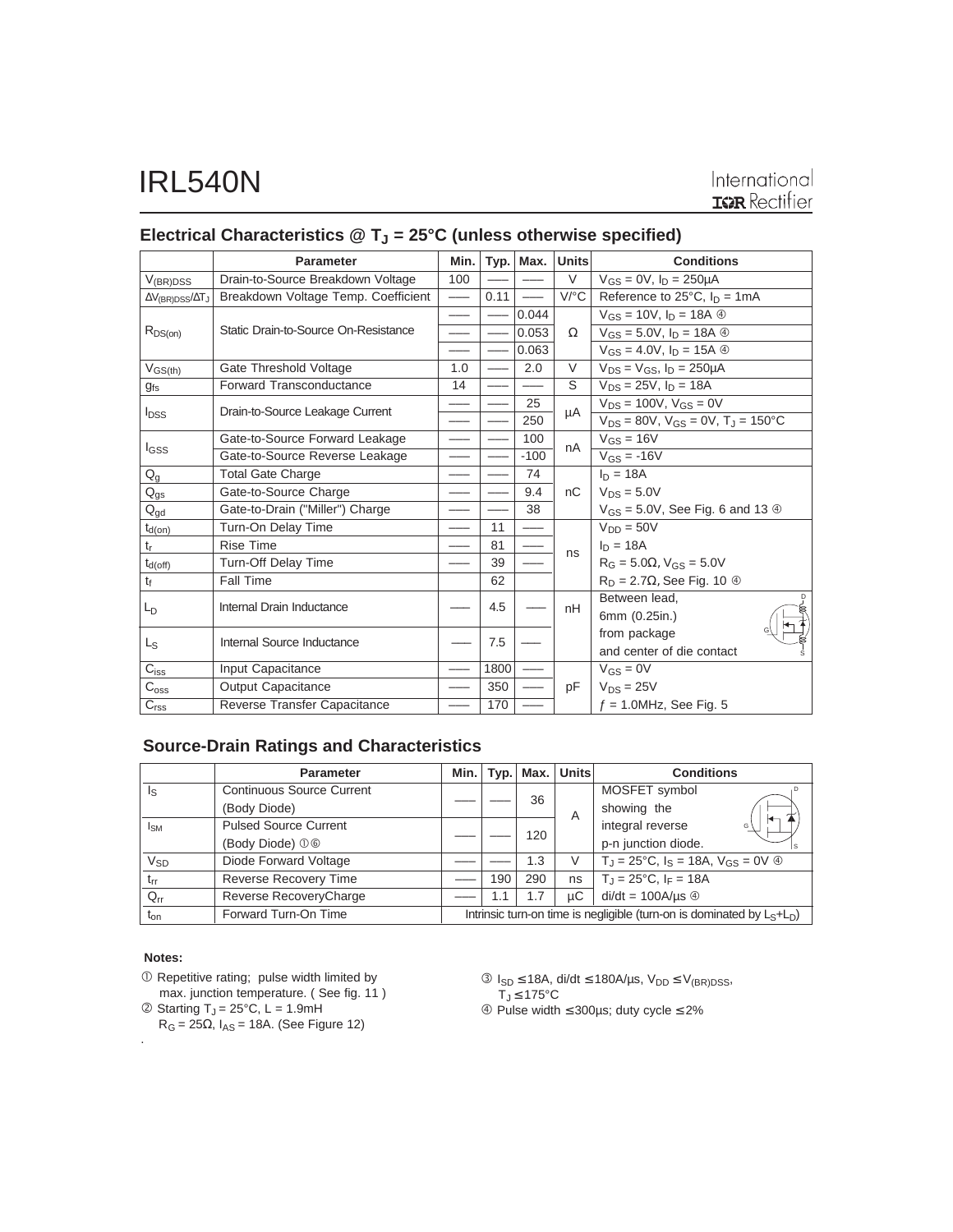## Electrical Characteristics @ $T_J$ = 25°C (unless otherwise specified)

| | Parameter | Min. | Typ. | Max. | Units | Conditions |
|---|---|---|---|---|---|---|
| $V_{(BR)DSS}$ | Drain-to-Source Breakdown Voltage | 100 | —— | —— | V | $V_{GS}$ = 0V, $I_D$ = 250µA |
| $\Delta V_{(BR)DSS}/\Delta T_J$ | Breakdown Voltage Temp. Coefficient | —— | 0.11 | —— | V/°C | Reference to 25°C, $I_D$ = 1mA |
| $R_{DS(on)}$ | Static Drain-to-Source On-Resistance | —— | —— | 0.044 | Ω | $V_{GS}$ = 10V, $I_D$ = 18A ④ |
| | | —— | —— | 0.053 | | $V_{GS}$ = 5.0V, $I_D$ = 18A ④ |
| | | —— | —— | 0.063 | | $V_{GS}$ = 4.0V, $I_D$ = 15A ④ |
| $V_{GS(th)}$ | Gate Threshold Voltage | 1.0 | —— | 2.0 | V | $V_{DS}$ = $V_{GS}$, $I_D$ = 250µA |
| $g_{fs}$ | Forward Transconductance | 14 | —— | —— | S | $V_{DS}$ = 25V, $I_D$ = 18A |
| $I_{DSS}$ | Drain-to-Source Leakage Current | —— | —— | 25 | µA | $V_{DS}$ = 100V, $V_{GS}$ = 0V |
| | | —— | —— | 250 | | $V_{DS}$ = 80V, $V_{GS}$ = 0V, $T_J$ = 150°C |
| $I_{GSS}$ | Gate-to-Source Forward Leakage | —— | —— | 100 | nA | $V_{GS}$ = 16V |
| | Gate-to-Source Reverse Leakage | —— | —— | -100 | | $V_{GS}$ = -16V |
| $Q_g$ | Total Gate Charge | —— | —— | 74 | nC | $I_D$ = 18A |
| $Q_{gs}$ | Gate-to-Source Charge | —— | —— | 9.4 | | $V_{DS}$ = 5.0V |
| $Q_{gd}$ | Gate-to-Drain ("Miller") Charge | —— | —— | 38 | | $V_{GS}$ = 5.0V, See Fig. 6 and 13 ④ |
| $t_{d(on)}$ | Turn-On Delay Time | —— | 11 | —— | ns | $V_{DD}$ = 50V |
| $t_r$ | Rise Time | —— | 81 | —— | | $I_D$ = 18A |
| $t_{d(off)}$ | Turn-Off Delay Time | —— | 39 | —— | | $R_G$ = 5.0Ω, $V_{GS}$ = 5.0V |
| $t_f$ | Fall Time | | 62 | | | $R_D$ = 2.7Ω, See Fig. 10 ④ |
| $L_D$ | Internal Drain Inductance | —— | 4.5 | —— | nH | Between lead, 6mm (0.25in.) |
| $L_S$ | Internal Source Inductance | —— | 7.5 | —— | | from package and center of die contact |
| $C_{iss}$ | Input Capacitance | —— | 1800 | —— | pF | $V_{GS}$ = 0V |
| $C_{oss}$ | Output Capacitance | —— | 350 | —— | | $V_{DS}$ = 25V |
| $C_{rss}$ | Reverse Transfer Capacitance | —— | 170 | —— | | $f$ = 1.0MHz, See Fig. 5 |

## Source-Drain Ratings and Characteristics

| | Parameter | Min. | Typ. | Max. | Units | Conditions |
|---|---|---|---|---|---|---|
| $I_S$ | Continuous Source Current (Body Diode) | —— | —— | 36 | A | MOSFET symbol showing the |
| $I_{SM}$ | Pulsed Source Current (Body Diode) ①⑥ | —— | —— | 120 | | integral reverse p-n junction diode. |
| $V_{SD}$ | Diode Forward Voltage | —— | —— | 1.3 | V | $T_J$ = 25°C, $I_S$ = 18A, $V_{GS}$ = 0V ④ |
| $t_{rr}$ | Reverse Recovery Time | —— | 190 | 290 | ns | $T_J$ = 25°C, $I_F$ = 18A |
| $Q_{rr}$ | Reverse RecoveryCharge | —— | 1.1 | 1.7 | µC | di/dt = 100A/µs ④ |
| $t_{on}$ | Forward Turn-On Time | Intrinsic turn-on time is negligible (turn-on is dominated by $L_S$+$L_D$) | | | | |

**Notes:**

① Repetitive rating; pulse width limited by max. junction temperature. ( See fig. 11 )

② Starting $T_J$ = 25°C, L = 1.9mH $R_G$ = 25Ω, $I_{AS}$ = 18A. (See Figure 12)

③ $I_{SD} \leq 18A$, di/dt ≤ 180A/µs, $V_{DD} \leq V_{(BR)DSS}$, $T_J \leq 175°C$

④ Pulse width ≤ 300µs; duty cycle ≤ 2%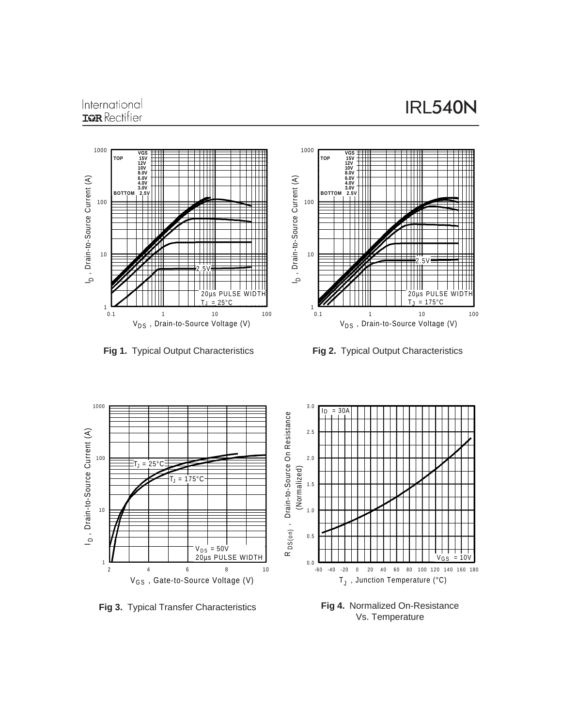**Fig 1.** Typical Output Characteristics

**Fig 2.** Typical Output Characteristics

**Fig 3.** Typical Transfer Characteristics

**Fig 4.** Normalized On-Resistance Vs. Temperature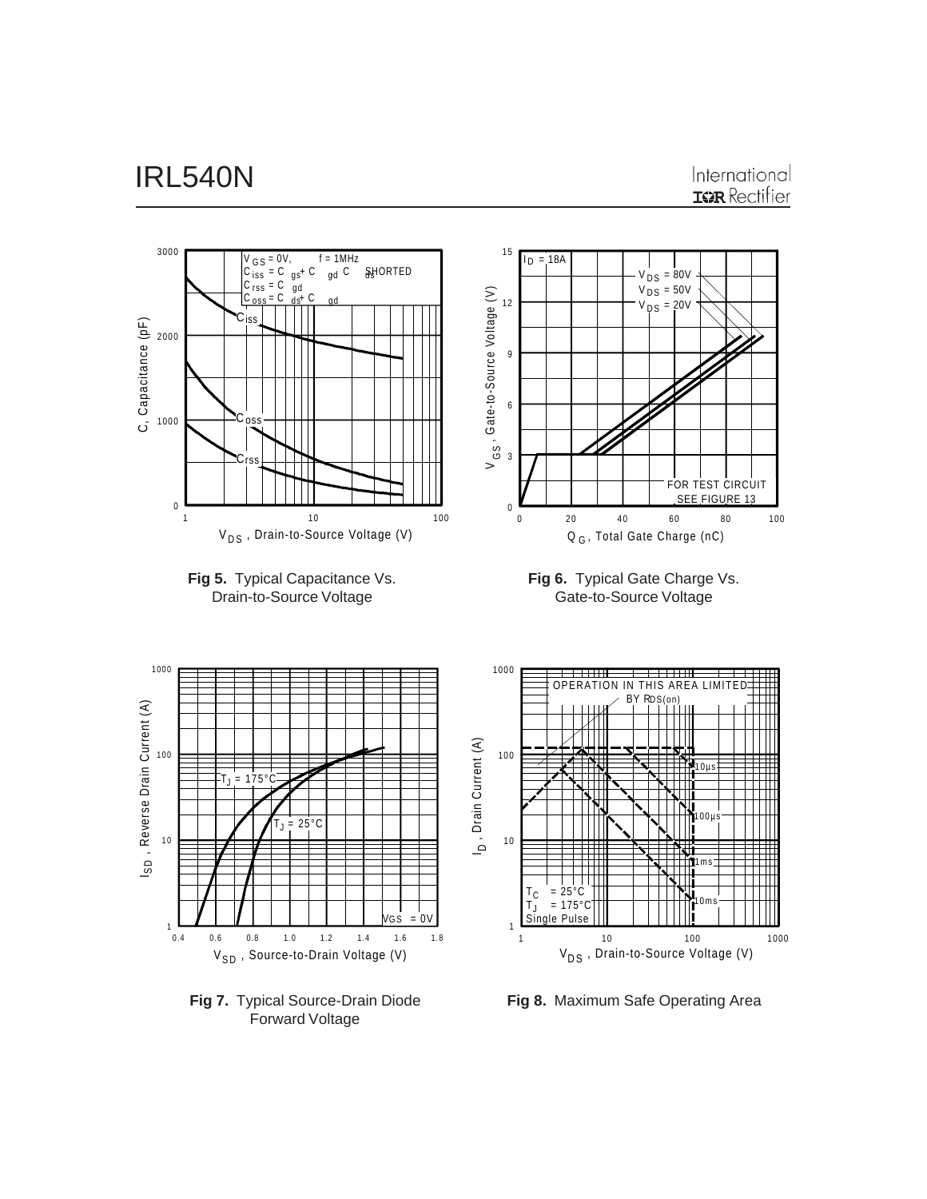**Fig 5.** Typical Capacitance Vs. Drain-to-Source Voltage

**Fig 6.** Typical Gate Charge Vs. Gate-to-Source Voltage

**Fig 7.** Typical Source-Drain Diode Forward Voltage

**Fig 8.** Maximum Safe Operating Area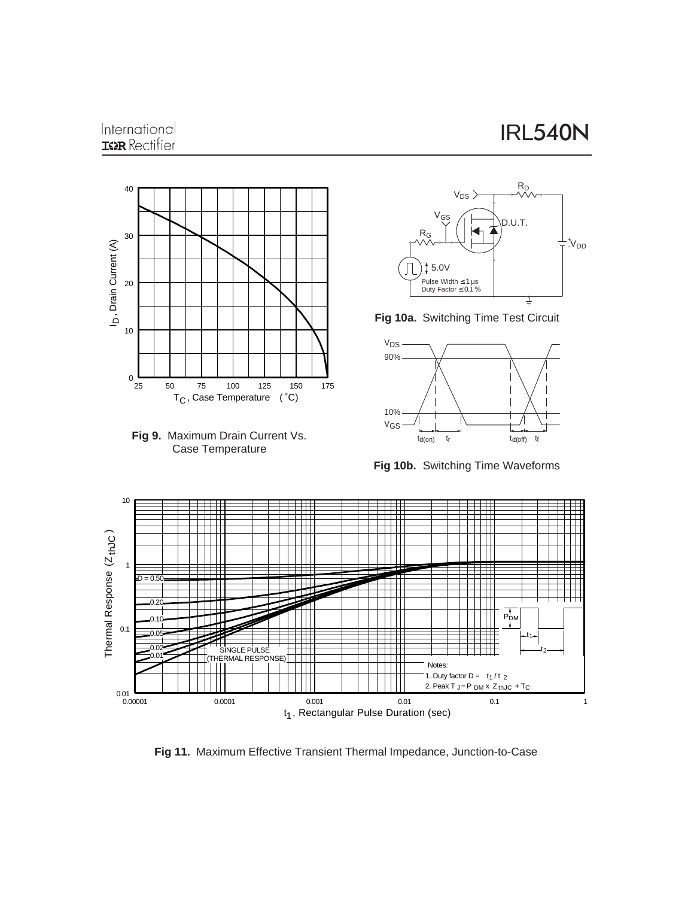Fig 9. Maximum Drain Current Vs. Case Temperature

Fig 10a. Switching Time Test Circuit

Fig 10b. Switching Time Waveforms

Fig 11. Maximum Effective Transient Thermal Impedance, Junction-to-Case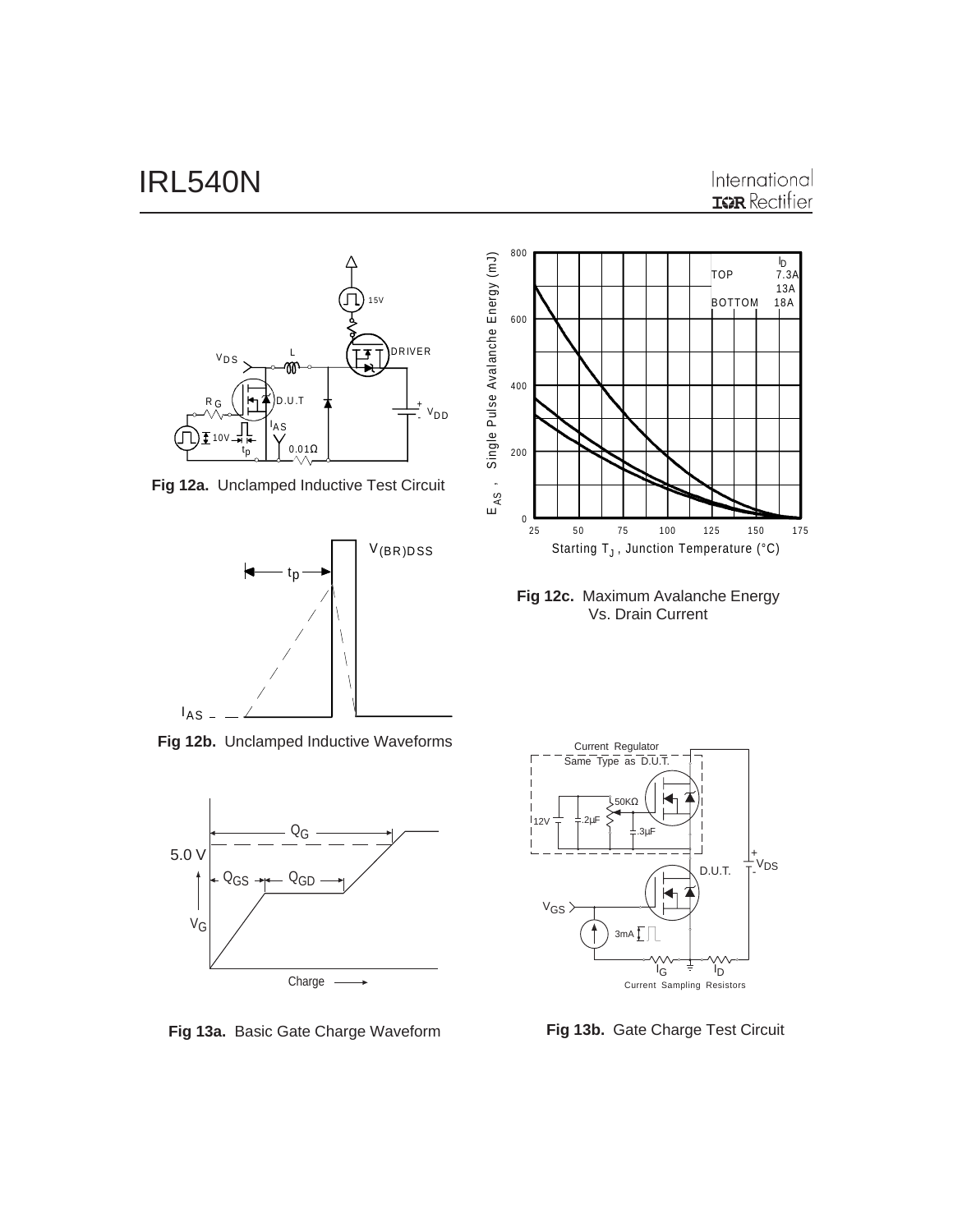**Fig 12a.** Unclamped Inductive Test Circuit

**Fig 12b.** Unclamped Inductive Waveforms

**Fig 12c.** Maximum Avalanche Energy Vs. Drain Current

**Fig 13a.** Basic Gate Charge Waveform

**Fig 13b.** Gate Charge Test Circuit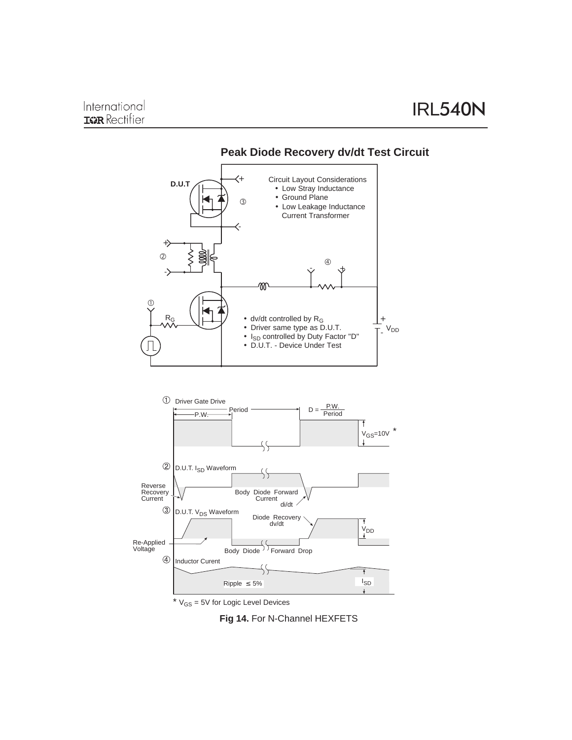## Peak Diode Recovery dv/dt Test Circuit

D.U.T

Circuit Layout Considerations

- Low Stray Inductance
- Ground Plane
- Low Leakage Inductance Current Transformer

- dv/dt controlled by $R_G$
- Driver same type as D.U.T.
- $I_{SD}$ controlled by Duty Factor "D"
- D.U.T. - Device Under Test

$R_G$

$V_{DD}$

① Driver Gate Drive

Period, P.W., $D = \frac{P.W.}{Period}$

$V_{GS}$=10V *

② D.U.T. $I_{SD}$ Waveform

Reverse Recovery Current

Body Diode Forward Current

di/dt

③ D.U.T. $V_{DS}$ Waveform

Diode Recovery dv/dt

$V_{DD}$

Re-Applied Voltage

Body Diode Forward Drop

④ Inductor Curent

Ripple ≤ 5%

$I_{SD}$

* $V_{GS}$ = 5V for Logic Level Devices

**Fig 14.** For N-Channel HEXFETS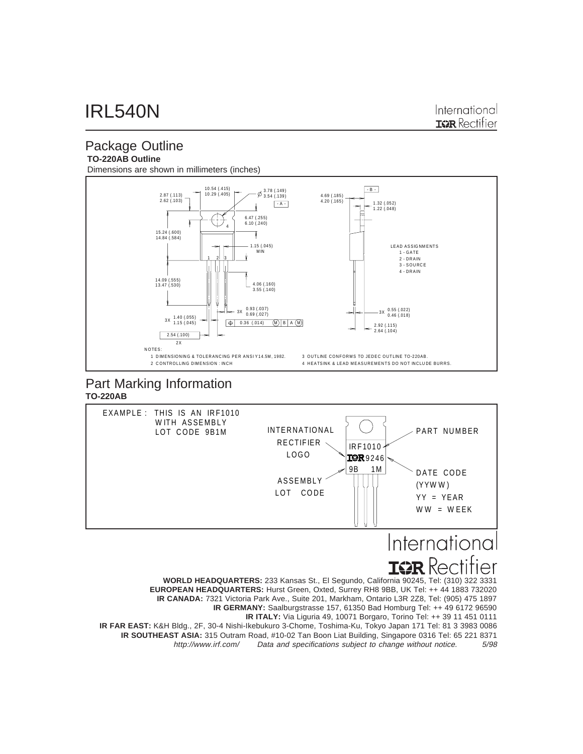## Package Outline

**TO-220AB Outline**

Dimensions are shown in millimeters (inches)

10.54 (.415)
10.29 (.405)

3.78 (.149)
3.54 (.139)

2.87 (.113)
2.62 (.103)

- A -

6.47 (.255)
6.10 (.240)

4

15.24 (.600)
14.84 (.584)

1.15 (.045)
MIN

1 2 3

14.09 (.555)
13.47 (.530)

4.06 (.160)
3.55 (.140)

3X 0.93 (.037)
0.69 (.027)

3X 1.40 (.055)
1.15 (.045)

0.36 (.014) M B A M

2.54 (.100)

2X

- B -

4.69 (.185)
4.20 (.165)

1.32 (.052)
1.22 (.048)

LEAD ASSIGNMENTS
1 - GATE
2 - DRAIN
3 - SOURCE
4 - DRAIN

3X 0.55 (.022)
0.46 (.018)

2.92 (.115)
2.64 (.104)

NOTES:

1 DIMENSIONING & TOLERANCING PER ANSI Y14.5M, 1982.
2 CONTROLLING DIMENSION : INCH
3 OUTLINE CONFORMS TO JEDEC OUTLINE TO-220AB.
4 HEATSINK & LEAD MEASUREMENTS DO NOT INCLUDE BURRS.

## Part Marking Information

**TO-220AB**

EXAMPLE : THIS IS AN IRF1010 WITH ASSEMBLY LOT CODE 9B1M

INTERNATIONAL RECTIFIER LOGO

ASSEMBLY LOT CODE

IRF1010
IOR 9246
9B 1M

PART NUMBER

DATE CODE (YYWW)
YY = YEAR
WW = WEEK

International
IOR Rectifier

**WORLD HEADQUARTERS:** 233 Kansas St., El Segundo, California 90245, Tel: (310) 322 3331
**EUROPEAN HEADQUARTERS:** Hurst Green, Oxted, Surrey RH8 9BB, UK Tel: ++ 44 1883 732020
**IR CANADA:** 7321 Victoria Park Ave., Suite 201, Markham, Ontario L3R 2Z8, Tel: (905) 475 1897
**IR GERMANY:** Saalburgstrasse 157, 61350 Bad Homburg Tel: ++ 49 6172 96590
**IR ITALY:** Via Liguria 49, 10071 Borgaro, Torino Tel: ++ 39 11 451 0111
**IR FAR EAST:** K&H Bldg., 2F, 30-4 Nishi-Ikebukuro 3-Chome, Toshima-Ku, Tokyo Japan 171 Tel: 81 3 3983 0086
**IR SOUTHEAST ASIA:** 315 Outram Road, #10-02 Tan Boon Liat Building, Singapore 0316 Tel: 65 221 8371

*http://www.irf.com/ Data and specifications subject to change without notice. 5/98*